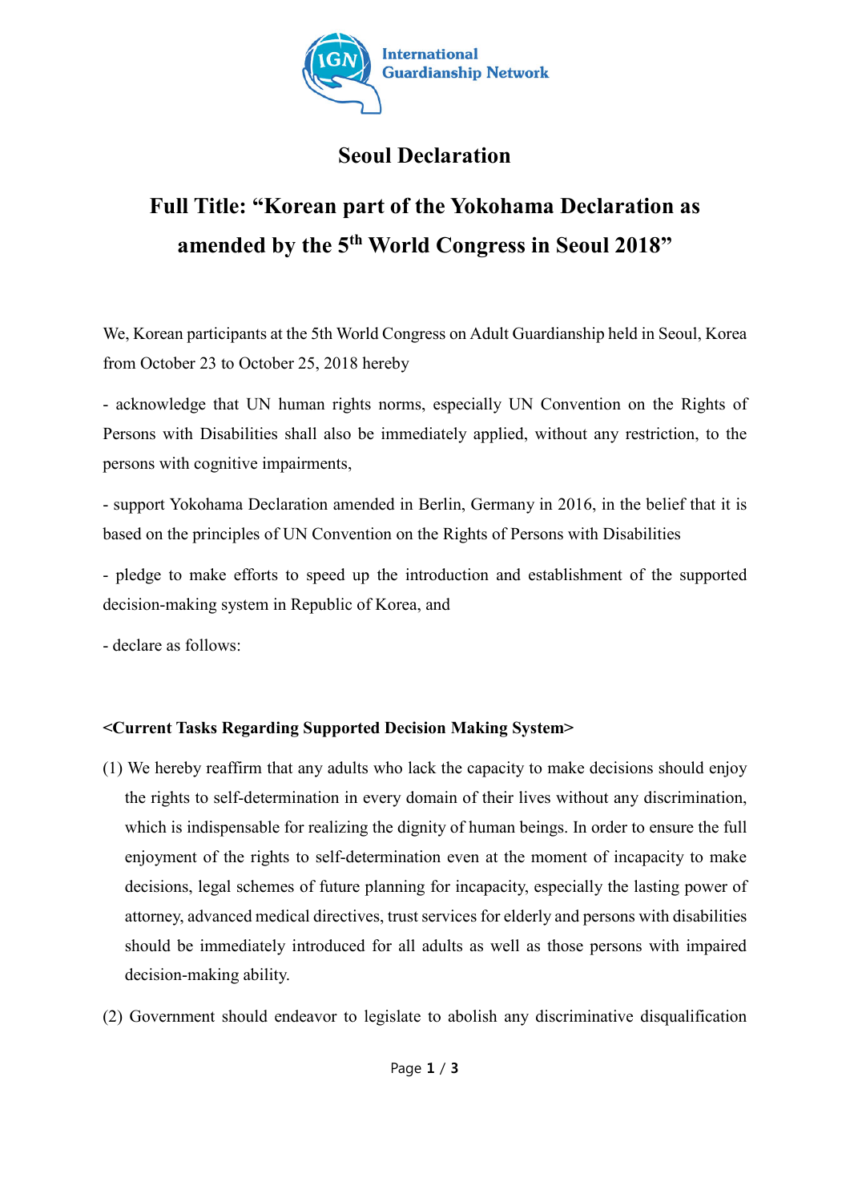International Guardianship Network

# Seoul Declaration

## Full Title: "Korean part of the Yokohama Declaration as amended by the 5th World Congress in Seoul 2018"

We, Korean participants at the 5th World Congress on Adult Guardianship held in Seoul, Korea from October 23 to October 25, 2018 hereby

- acknowledge that UN human rights norms, especially UN Convention on the Rights of Persons with Disabilities shall also be immediately applied, without any restriction, to the persons with cognitive impairments,

- support Yokohama Declaration amended in Berlin, Germany in 2016, in the belief that it is based on the principles of UN Convention on the Rights of Persons with Disabilities

- pledge to make efforts to speed up the introduction and establishment of the supported decision-making system in Republic of Korea, and

- declare as follows:

**<Current Tasks Regarding Supported Decision Making System>**

(1) We hereby reaffirm that any adults who lack the capacity to make decisions should enjoy the rights to self-determination in every domain of their lives without any discrimination, which is indispensable for realizing the dignity of human beings. In order to ensure the full enjoyment of the rights to self-determination even at the moment of incapacity to make decisions, legal schemes of future planning for incapacity, especially the lasting power of attorney, advanced medical directives, trust services for elderly and persons with disabilities should be immediately introduced for all adults as well as those persons with impaired decision-making ability.

(2) Government should endeavor to legislate to abolish any discriminative disqualification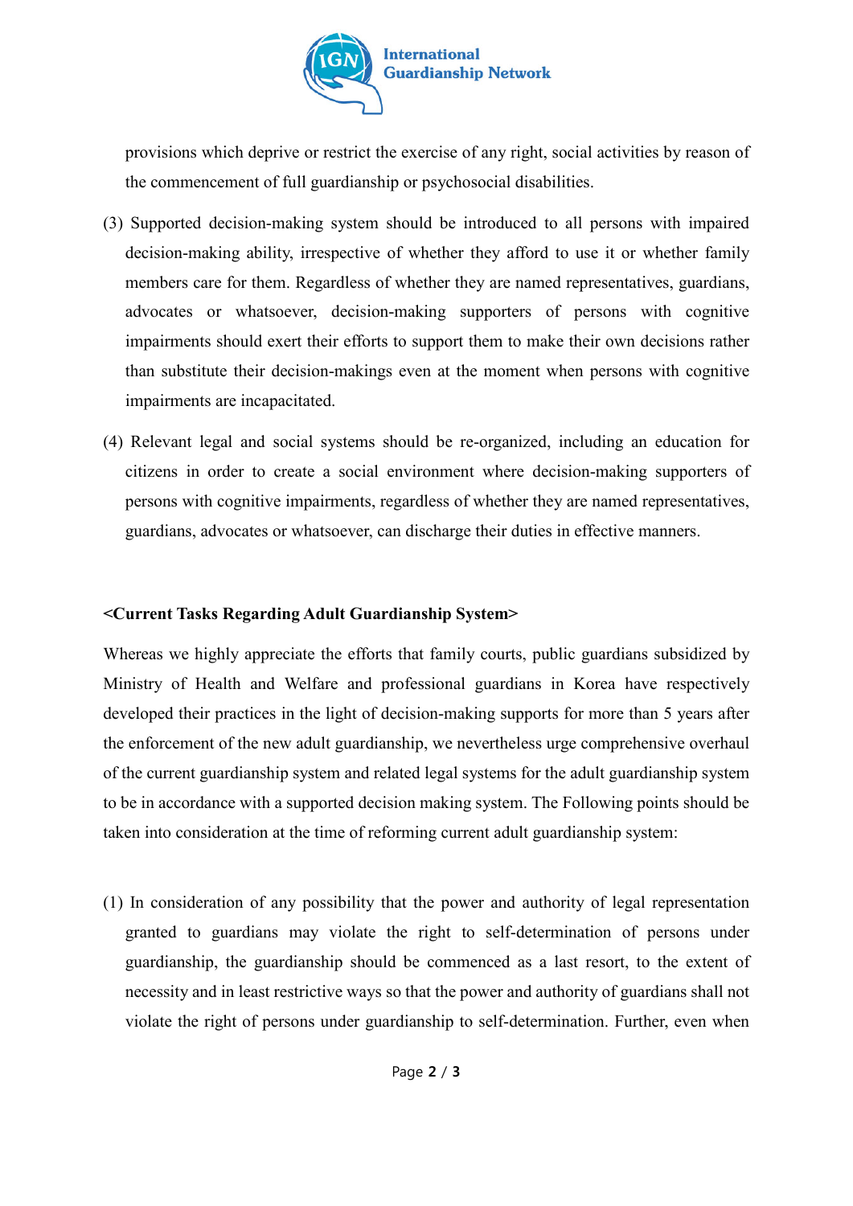provisions which deprive or restrict the exercise of any right, social activities by reason of the commencement of full guardianship or psychosocial disabilities.

(3) Supported decision-making system should be introduced to all persons with impaired decision-making ability, irrespective of whether they afford to use it or whether family members care for them. Regardless of whether they are named representatives, guardians, advocates or whatsoever, decision-making supporters of persons with cognitive impairments should exert their efforts to support them to make their own decisions rather than substitute their decision-makings even at the moment when persons with cognitive impairments are incapacitated.

(4) Relevant legal and social systems should be re-organized, including an education for citizens in order to create a social environment where decision-making supporters of persons with cognitive impairments, regardless of whether they are named representatives, guardians, advocates or whatsoever, can discharge their duties in effective manners.

**<Current Tasks Regarding Adult Guardianship System>**

Whereas we highly appreciate the efforts that family courts, public guardians subsidized by Ministry of Health and Welfare and professional guardians in Korea have respectively developed their practices in the light of decision-making supports for more than 5 years after the enforcement of the new adult guardianship, we nevertheless urge comprehensive overhaul of the current guardianship system and related legal systems for the adult guardianship system to be in accordance with a supported decision making system. The Following points should be taken into consideration at the time of reforming current adult guardianship system:

(1) In consideration of any possibility that the power and authority of legal representation granted to guardians may violate the right to self-determination of persons under guardianship, the guardianship should be commenced as a last resort, to the extent of necessity and in least restrictive ways so that the power and authority of guardians shall not violate the right of persons under guardianship to self-determination. Further, even when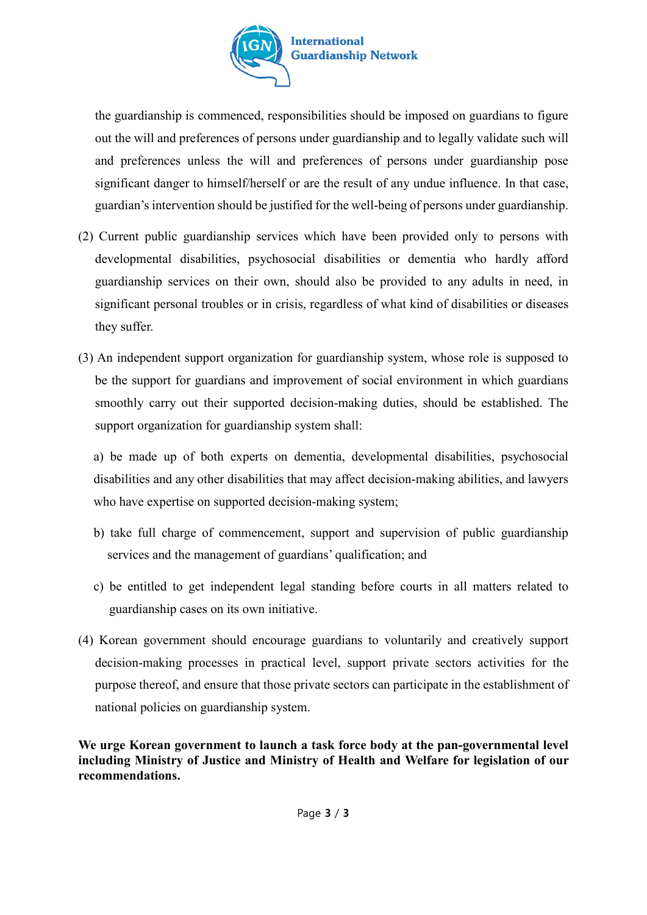the guardianship is commenced, responsibilities should be imposed on guardians to figure out the will and preferences of persons under guardianship and to legally validate such will and preferences unless the will and preferences of persons under guardianship pose significant danger to himself/herself or are the result of any undue influence. In that case, guardian's intervention should be justified for the well-being of persons under guardianship.

(2) Current public guardianship services which have been provided only to persons with developmental disabilities, psychosocial disabilities or dementia who hardly afford guardianship services on their own, should also be provided to any adults in need, in significant personal troubles or in crisis, regardless of what kind of disabilities or diseases they suffer.

(3) An independent support organization for guardianship system, whose role is supposed to be the support for guardians and improvement of social environment in which guardians smoothly carry out their supported decision-making duties, should be established. The support organization for guardianship system shall:

a) be made up of both experts on dementia, developmental disabilities, psychosocial disabilities and any other disabilities that may affect decision-making abilities, and lawyers who have expertise on supported decision-making system;

b) take full charge of commencement, support and supervision of public guardianship services and the management of guardians' qualification; and

c) be entitled to get independent legal standing before courts in all matters related to guardianship cases on its own initiative.

(4) Korean government should encourage guardians to voluntarily and creatively support decision-making processes in practical level, support private sectors activities for the purpose thereof, and ensure that those private sectors can participate in the establishment of national policies on guardianship system.

**We urge Korean government to launch a task force body at the pan-governmental level including Ministry of Justice and Ministry of Health and Welfare for legislation of our recommendations.**